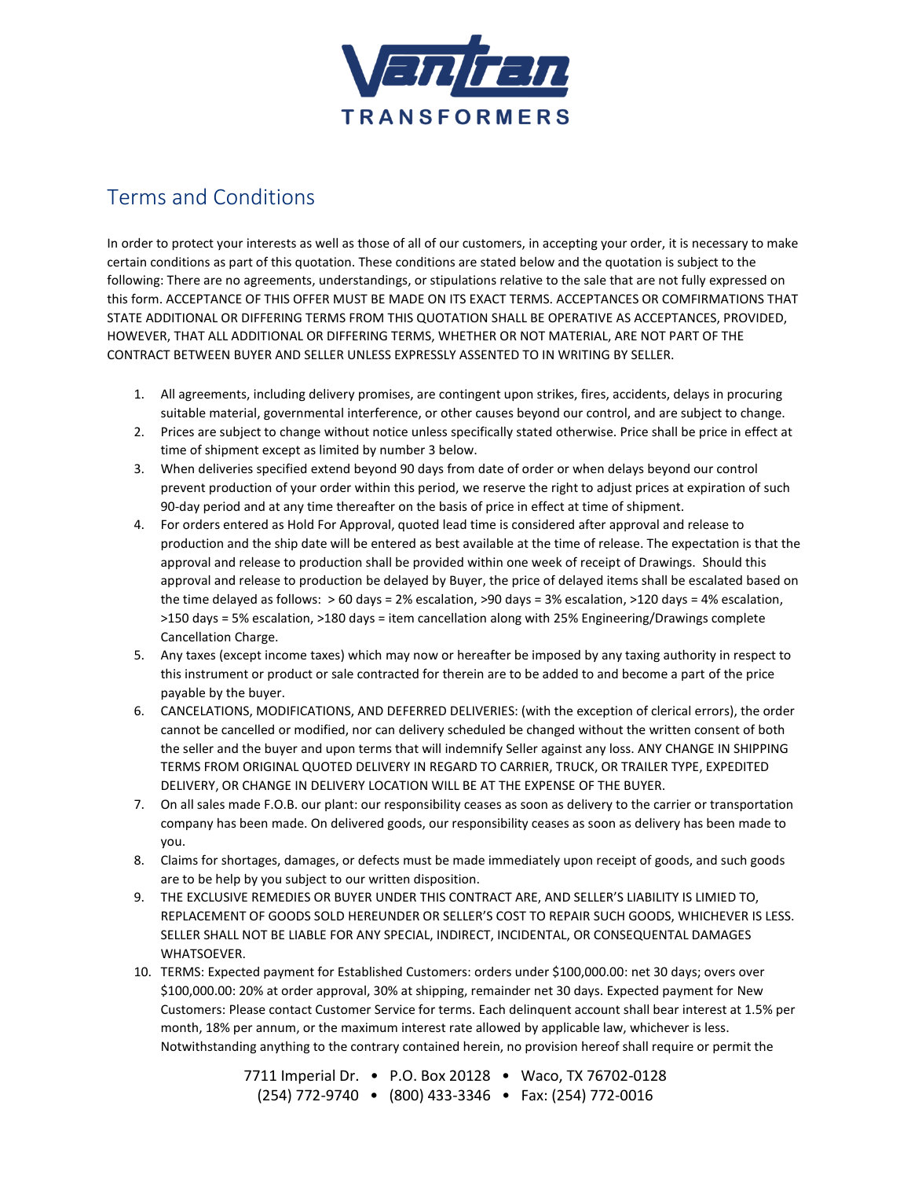# Vantran TRANSFORMERS

## Terms and Conditions

In order to protect your interests as well as those of all of our customers, in accepting your order, it is necessary to make certain conditions as part of this quotation. These conditions are stated below and the quotation is subject to the following: There are no agreements, understandings, or stipulations relative to the sale that are not fully expressed on this form. ACCEPTANCE OF THIS OFFER MUST BE MADE ON ITS EXACT TERMS. ACCEPTANCES OR COMFIRMATIONS THAT STATE ADDITIONAL OR DIFFERING TERMS FROM THIS QUOTATION SHALL BE OPERATIVE AS ACCEPTANCES, PROVIDED, HOWEVER, THAT ALL ADDITIONAL OR DIFFERING TERMS, WHETHER OR NOT MATERIAL, ARE NOT PART OF THE CONTRACT BETWEEN BUYER AND SELLER UNLESS EXPRESSLY ASSENTED TO IN WRITING BY SELLER.

1. All agreements, including delivery promises, are contingent upon strikes, fires, accidents, delays in procuring suitable material, governmental interference, or other causes beyond our control, and are subject to change.
2. Prices are subject to change without notice unless specifically stated otherwise. Price shall be price in effect at time of shipment except as limited by number 3 below.
3. When deliveries specified extend beyond 90 days from date of order or when delays beyond our control prevent production of your order within this period, we reserve the right to adjust prices at expiration of such 90-day period and at any time thereafter on the basis of price in effect at time of shipment.
4. For orders entered as Hold For Approval, quoted lead time is considered after approval and release to production and the ship date will be entered as best available at the time of release. The expectation is that the approval and release to production shall be provided within one week of receipt of Drawings. Should this approval and release to production be delayed by Buyer, the price of delayed items shall be escalated based on the time delayed as follows: > 60 days = 2% escalation, >90 days = 3% escalation, >120 days = 4% escalation, >150 days = 5% escalation, >180 days = item cancellation along with 25% Engineering/Drawings complete Cancellation Charge.
5. Any taxes (except income taxes) which may now or hereafter be imposed by any taxing authority in respect to this instrument or product or sale contracted for therein are to be added to and become a part of the price payable by the buyer.
6. CANCELATIONS, MODIFICATIONS, AND DEFERRED DELIVERIES: (with the exception of clerical errors), the order cannot be cancelled or modified, nor can delivery scheduled be changed without the written consent of both the seller and the buyer and upon terms that will indemnify Seller against any loss. ANY CHANGE IN SHIPPING TERMS FROM ORIGINAL QUOTED DELIVERY IN REGARD TO CARRIER, TRUCK, OR TRAILER TYPE, EXPEDITED DELIVERY, OR CHANGE IN DELIVERY LOCATION WILL BE AT THE EXPENSE OF THE BUYER.
7. On all sales made F.O.B. our plant: our responsibility ceases as soon as delivery to the carrier or transportation company has been made. On delivered goods, our responsibility ceases as soon as delivery has been made to you.
8. Claims for shortages, damages, or defects must be made immediately upon receipt of goods, and such goods are to be help by you subject to our written disposition.
9. THE EXCLUSIVE REMEDIES OR BUYER UNDER THIS CONTRACT ARE, AND SELLER'S LIABILITY IS LIMIED TO, REPLACEMENT OF GOODS SOLD HEREUNDER OR SELLER'S COST TO REPAIR SUCH GOODS, WHICHEVER IS LESS. SELLER SHALL NOT BE LIABLE FOR ANY SPECIAL, INDIRECT, INCIDENTAL, OR CONSEQUENTAL DAMAGES WHATSOEVER.
10. TERMS: Expected payment for Established Customers: orders under $100,000.00: net 30 days; overs over $100,000.00: 20% at order approval, 30% at shipping, remainder net 30 days. Expected payment for New Customers: Please contact Customer Service for terms. Each delinquent account shall bear interest at 1.5% per month, 18% per annum, or the maximum interest rate allowed by applicable law, whichever is less. Notwithstanding anything to the contrary contained herein, no provision hereof shall require or permit the

7711 Imperial Dr. • P.O. Box 20128 • Waco, TX 76702-0128
(254) 772-9740 • (800) 433-3346 • Fax: (254) 772-0016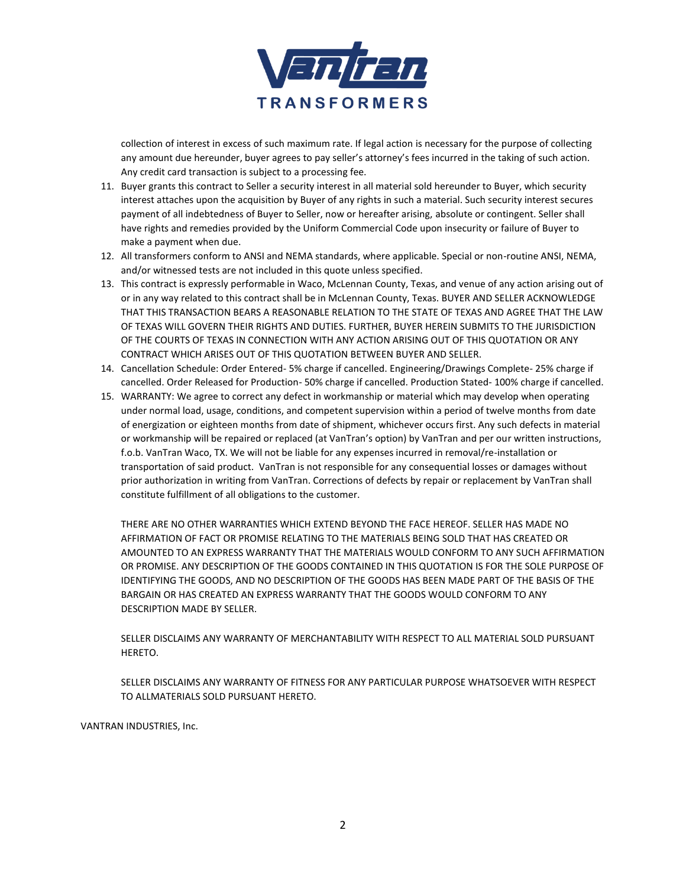collection of interest in excess of such maximum rate. If legal action is necessary for the purpose of collecting any amount due hereunder, buyer agrees to pay seller's attorney's fees incurred in the taking of such action. Any credit card transaction is subject to a processing fee.

11. Buyer grants this contract to Seller a security interest in all material sold hereunder to Buyer, which security interest attaches upon the acquisition by Buyer of any rights in such a material. Such security interest secures payment of all indebtedness of Buyer to Seller, now or hereafter arising, absolute or contingent. Seller shall have rights and remedies provided by the Uniform Commercial Code upon insecurity or failure of Buyer to make a payment when due.
12. All transformers conform to ANSI and NEMA standards, where applicable. Special or non-routine ANSI, NEMA, and/or witnessed tests are not included in this quote unless specified.
13. This contract is expressly performable in Waco, McLennan County, Texas, and venue of any action arising out of or in any way related to this contract shall be in McLennan County, Texas. BUYER AND SELLER ACKNOWLEDGE THAT THIS TRANSACTION BEARS A REASONABLE RELATION TO THE STATE OF TEXAS AND AGREE THAT THE LAW OF TEXAS WILL GOVERN THEIR RIGHTS AND DUTIES. FURTHER, BUYER HEREIN SUBMITS TO THE JURISDICTION OF THE COURTS OF TEXAS IN CONNECTION WITH ANY ACTION ARISING OUT OF THIS QUOTATION OR ANY CONTRACT WHICH ARISES OUT OF THIS QUOTATION BETWEEN BUYER AND SELLER.
14. Cancellation Schedule: Order Entered- 5% charge if cancelled. Engineering/Drawings Complete- 25% charge if cancelled. Order Released for Production- 50% charge if cancelled. Production Stated- 100% charge if cancelled.
15. WARRANTY: We agree to correct any defect in workmanship or material which may develop when operating under normal load, usage, conditions, and competent supervision within a period of twelve months from date of energization or eighteen months from date of shipment, whichever occurs first. Any such defects in material or workmanship will be repaired or replaced (at VanTran's option) by VanTran and per our written instructions, f.o.b. VanTran Waco, TX. We will not be liable for any expenses incurred in removal/re-installation or transportation of said product. VanTran is not responsible for any consequential losses or damages without prior authorization in writing from VanTran. Corrections of defects by repair or replacement by VanTran shall constitute fulfillment of all obligations to the customer.

    THERE ARE NO OTHER WARRANTIES WHICH EXTEND BEYOND THE FACE HEREOF. SELLER HAS MADE NO AFFIRMATION OF FACT OR PROMISE RELATING TO THE MATERIALS BEING SOLD THAT HAS CREATED OR AMOUNTED TO AN EXPRESS WARRANTY THAT THE MATERIALS WOULD CONFORM TO ANY SUCH AFFIRMATION OR PROMISE. ANY DESCRIPTION OF THE GOODS CONTAINED IN THIS QUOTATION IS FOR THE SOLE PURPOSE OF IDENTIFYING THE GOODS, AND NO DESCRIPTION OF THE GOODS HAS BEEN MADE PART OF THE BASIS OF THE BARGAIN OR HAS CREATED AN EXPRESS WARRANTY THAT THE GOODS WOULD CONFORM TO ANY DESCRIPTION MADE BY SELLER.

    SELLER DISCLAIMS ANY WARRANTY OF MERCHANTABILITY WITH RESPECT TO ALL MATERIAL SOLD PURSUANT HERETO.

    SELLER DISCLAIMS ANY WARRANTY OF FITNESS FOR ANY PARTICULAR PURPOSE WHATSOEVER WITH RESPECT TO ALLMATERIALS SOLD PURSUANT HERETO.

VANTRAN INDUSTRIES, Inc.